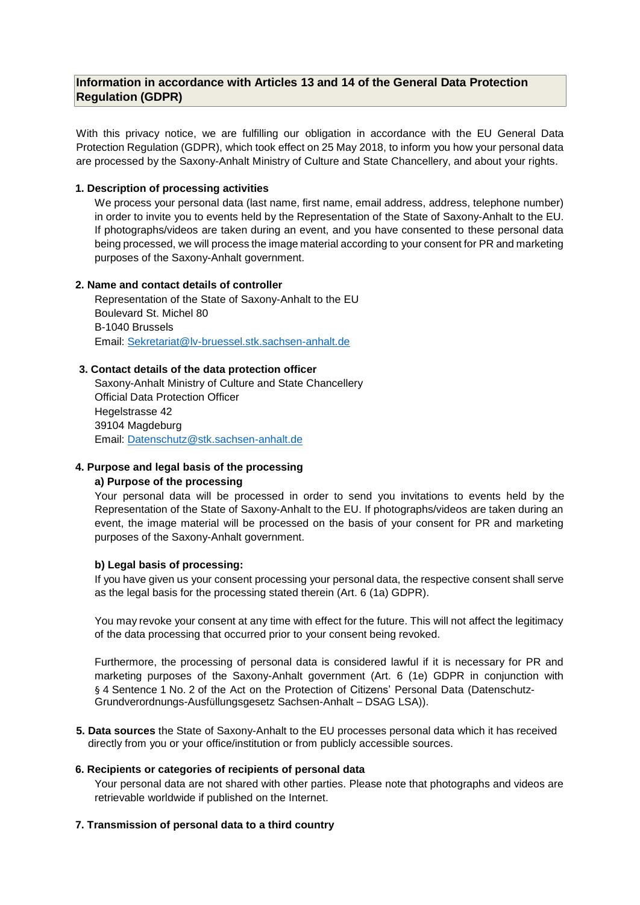## Information in accordance with Articles 13 and 14 of the General Data Protection Regulation (GDPR)

With this privacy notice, we are fulfilling our obligation in accordance with the EU General Data Protection Regulation (GDPR), which took effect on 25 May 2018, to inform you how your personal data are processed by the Saxony-Anhalt Ministry of Culture and State Chancellery, and about your rights.

**1. Description of processing activities**

We process your personal data (last name, first name, email address, address, telephone number) in order to invite you to events held by the Representation of the State of Saxony-Anhalt to the EU. If photographs/videos are taken during an event, and you have consented to these personal data being processed, we will process the image material according to your consent for PR and marketing purposes of the Saxony-Anhalt government.

**2. Name and contact details of controller**

Representation of the State of Saxony-Anhalt to the EU
Boulevard St. Michel 80
B-1040 Brussels
Email: Sekretariat@lv-bruessel.stk.sachsen-anhalt.de

**3. Contact details of the data protection officer**

Saxony-Anhalt Ministry of Culture and State Chancellery
Official Data Protection Officer
Hegelstrasse 42
39104 Magdeburg
Email: Datenschutz@stk.sachsen-anhalt.de

**4. Purpose and legal basis of the processing**

**a) Purpose of the processing**

Your personal data will be processed in order to send you invitations to events held by the Representation of the State of Saxony-Anhalt to the EU. If photographs/videos are taken during an event, the image material will be processed on the basis of your consent for PR and marketing purposes of the Saxony-Anhalt government.

**b) Legal basis of processing:**

If you have given us your consent processing your personal data, the respective consent shall serve as the legal basis for the processing stated therein (Art. 6 (1a) GDPR).

You may revoke your consent at any time with effect for the future. This will not affect the legitimacy of the data processing that occurred prior to your consent being revoked.

Furthermore, the processing of personal data is considered lawful if it is necessary for PR and marketing purposes of the Saxony-Anhalt government (Art. 6 (1e) GDPR in conjunction with § 4 Sentence 1 No. 2 of the Act on the Protection of Citizens' Personal Data (Datenschutz-Grundverordnungs-Ausfüllungsgesetz Sachsen-Anhalt – DSAG LSA)).

**5. Data sources** the State of Saxony-Anhalt to the EU processes personal data which it has received directly from you or your office/institution or from publicly accessible sources.

**6. Recipients or categories of recipients of personal data**

Your personal data are not shared with other parties. Please note that photographs and videos are retrievable worldwide if published on the Internet.

**7. Transmission of personal data to a third country**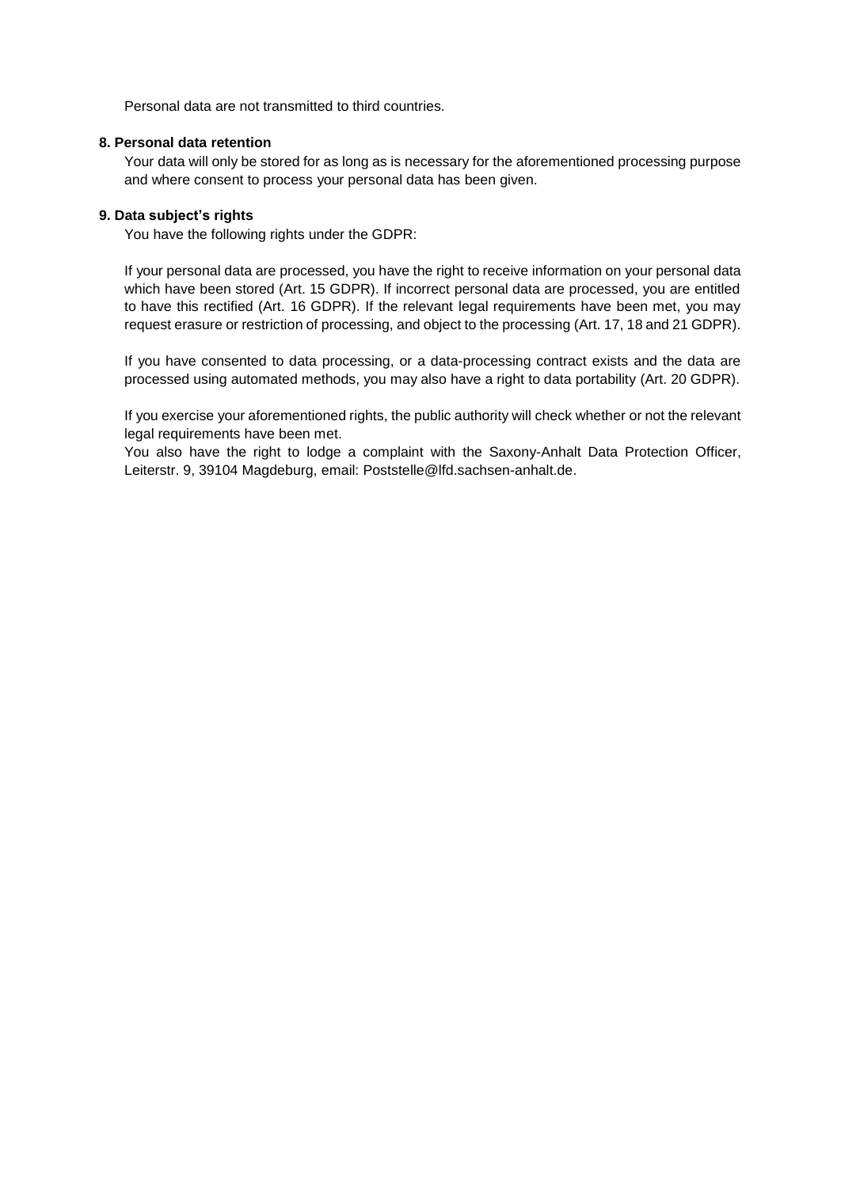Personal data are not transmitted to third countries.

**8. Personal data retention**

Your data will only be stored for as long as is necessary for the aforementioned processing purpose and where consent to process your personal data has been given.

**9. Data subject's rights**

You have the following rights under the GDPR:

If your personal data are processed, you have the right to receive information on your personal data which have been stored (Art. 15 GDPR). If incorrect personal data are processed, you are entitled to have this rectified (Art. 16 GDPR). If the relevant legal requirements have been met, you may request erasure or restriction of processing, and object to the processing (Art. 17, 18 and 21 GDPR).

If you have consented to data processing, or a data-processing contract exists and the data are processed using automated methods, you may also have a right to data portability (Art. 20 GDPR).

If you exercise your aforementioned rights, the public authority will check whether or not the relevant legal requirements have been met.
You also have the right to lodge a complaint with the Saxony-Anhalt Data Protection Officer, Leiterstr. 9, 39104 Magdeburg, email: Poststelle@lfd.sachsen-anhalt.de.